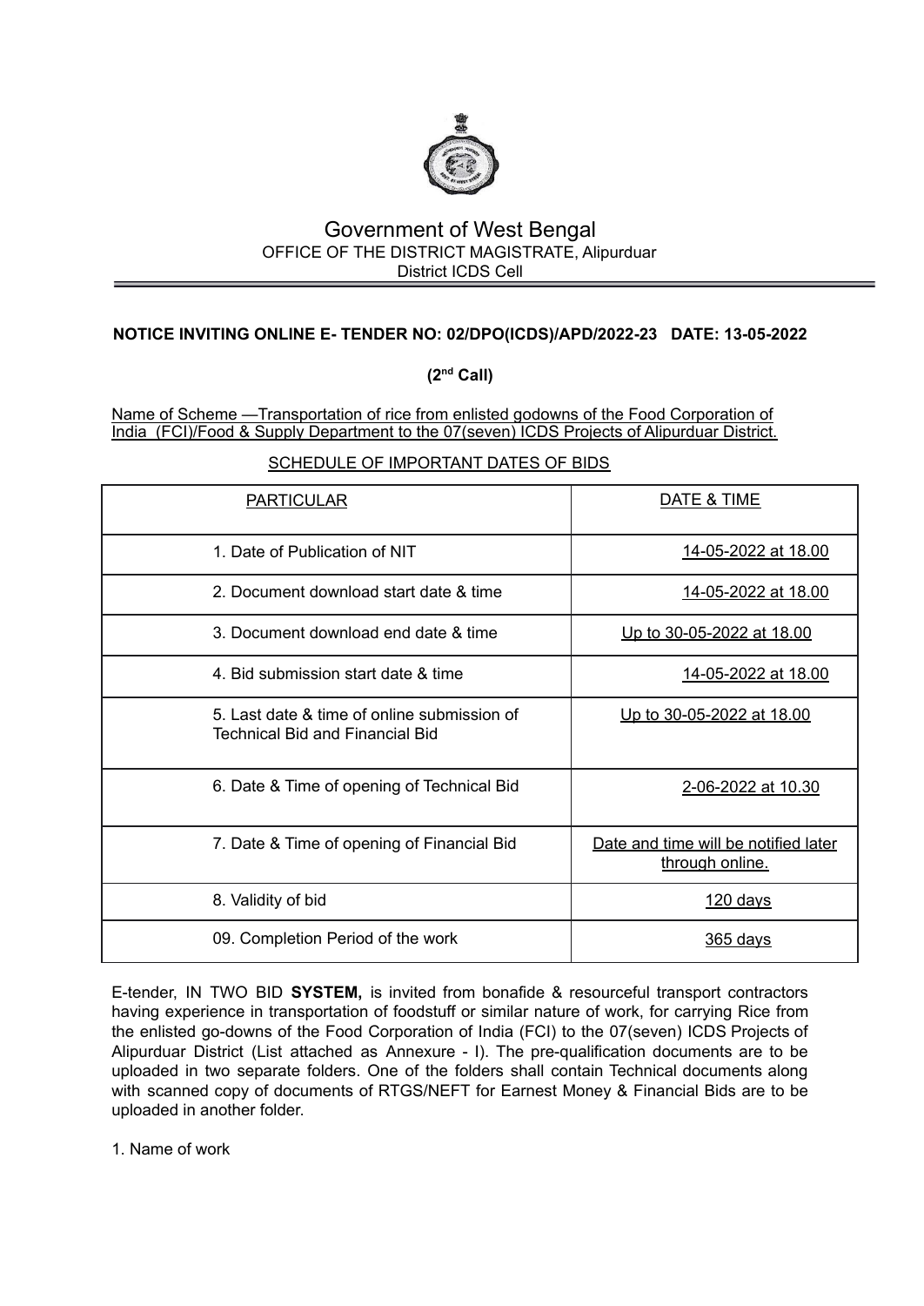# Government of West Bengal

OFFICE OF THE DISTRICT MAGISTRATE, Alipurduar

District ICDS Cell

**NOTICE INVITING ONLINE E- TENDER NO: 02/DPO(ICDS)/APD/2022-23 DATE: 13-05-2022**

**(2nd Call)**

Name of Scheme —Transportation of rice from enlisted godowns of the Food Corporation of India (FCI)/Food & Supply Department to the 07(seven) ICDS Projects of Alipurduar District.

SCHEDULE OF IMPORTANT DATES OF BIDS

| PARTICULAR | DATE & TIME |
|---|---|
| 1. Date of Publication of NIT | 14-05-2022 at 18.00 |
| 2. Document download start date & time | 14-05-2022 at 18.00 |
| 3. Document download end date & time | Up to 30-05-2022 at 18.00 |
| 4. Bid submission start date & time | 14-05-2022 at 18.00 |
| 5. Last date & time of online submission of Technical Bid and Financial Bid | Up to 30-05-2022 at 18.00 |
| 6. Date & Time of opening of Technical Bid | 2-06-2022 at 10.30 |
| 7. Date & Time of opening of Financial Bid | Date and time will be notified later through online. |
| 8. Validity of bid | 120 days |
| 09. Completion Period of the work | 365 days |

E-tender, IN TWO BID **SYSTEM,** is invited from bonafide & resourceful transport contractors having experience in transportation of foodstuff or similar nature of work, for carrying Rice from the enlisted go-downs of the Food Corporation of India (FCI) to the 07(seven) ICDS Projects of Alipurduar District (List attached as Annexure - I). The pre-qualification documents are to be uploaded in two separate folders. One of the folders shall contain Technical documents along with scanned copy of documents of RTGS/NEFT for Earnest Money & Financial Bids are to be uploaded in another folder.

1. Name of work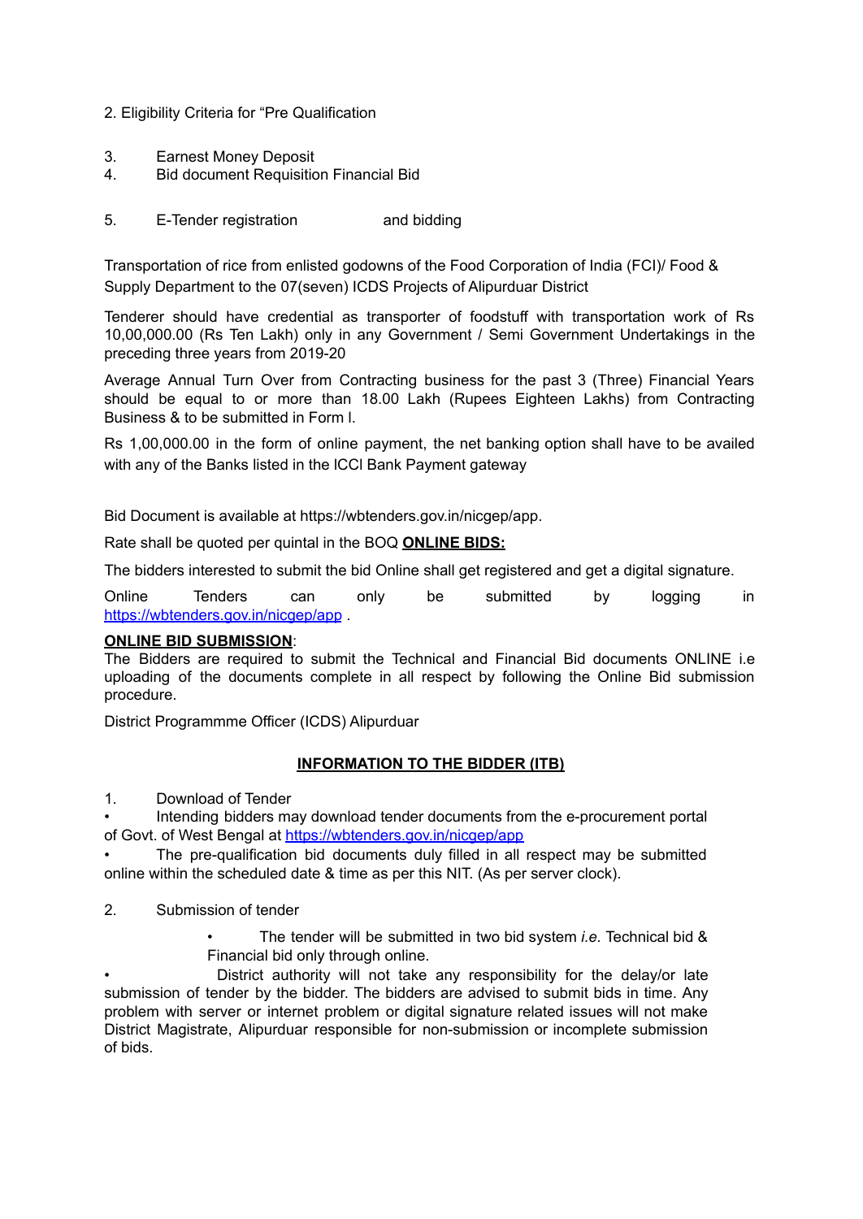2. Eligibility Criteria for "Pre Qualification

3. Earnest Money Deposit
4. Bid document Requisition Financial Bid

5. E-Tender registration and bidding

Transportation of rice from enlisted godowns of the Food Corporation of India (FCI)/ Food & Supply Department to the 07(seven) ICDS Projects of Alipurduar District

Tenderer should have credential as transporter of foodstuff with transportation work of Rs 10,00,000.00 (Rs Ten Lakh) only in any Government / Semi Government Undertakings in the preceding three years from 2019-20

Average Annual Turn Over from Contracting business for the past 3 (Three) Financial Years should be equal to or more than 18.00 Lakh (Rupees Eighteen Lakhs) from Contracting Business & to be submitted in Form I.

Rs 1,00,000.00 in the form of online payment, the net banking option shall have to be availed with any of the Banks listed in the ICCI Bank Payment gateway

Bid Document is available at https://wbtenders.gov.in/nicgep/app.

Rate shall be quoted per quintal in the BOQ **ONLINE BIDS:**

The bidders interested to submit the bid Online shall get registered and get a digital signature.

Online Tenders can only be submitted by logging in https://wbtenders.gov.in/nicgep/app .

**ONLINE BID SUBMISSION**:
The Bidders are required to submit the Technical and Financial Bid documents ONLINE i.e uploading of the documents complete in all respect by following the Online Bid submission procedure.

District Programmme Officer (ICDS) Alipurduar

## INFORMATION TO THE BIDDER (ITB)

1. Download of Tender

- Intending bidders may download tender documents from the e-procurement portal of Govt. of West Bengal at https://wbtenders.gov.in/nicgep/app
- The pre-qualification bid documents duly filled in all respect may be submitted online within the scheduled date & time as per this NIT. (As per server clock).

2. Submission of tender

- The tender will be submitted in two bid system *i.e.* Technical bid & Financial bid only through online.
- District authority will not take any responsibility for the delay/or late submission of tender by the bidder. The bidders are advised to submit bids in time. Any problem with server or internet problem or digital signature related issues will not make District Magistrate, Alipurduar responsible for non-submission or incomplete submission of bids.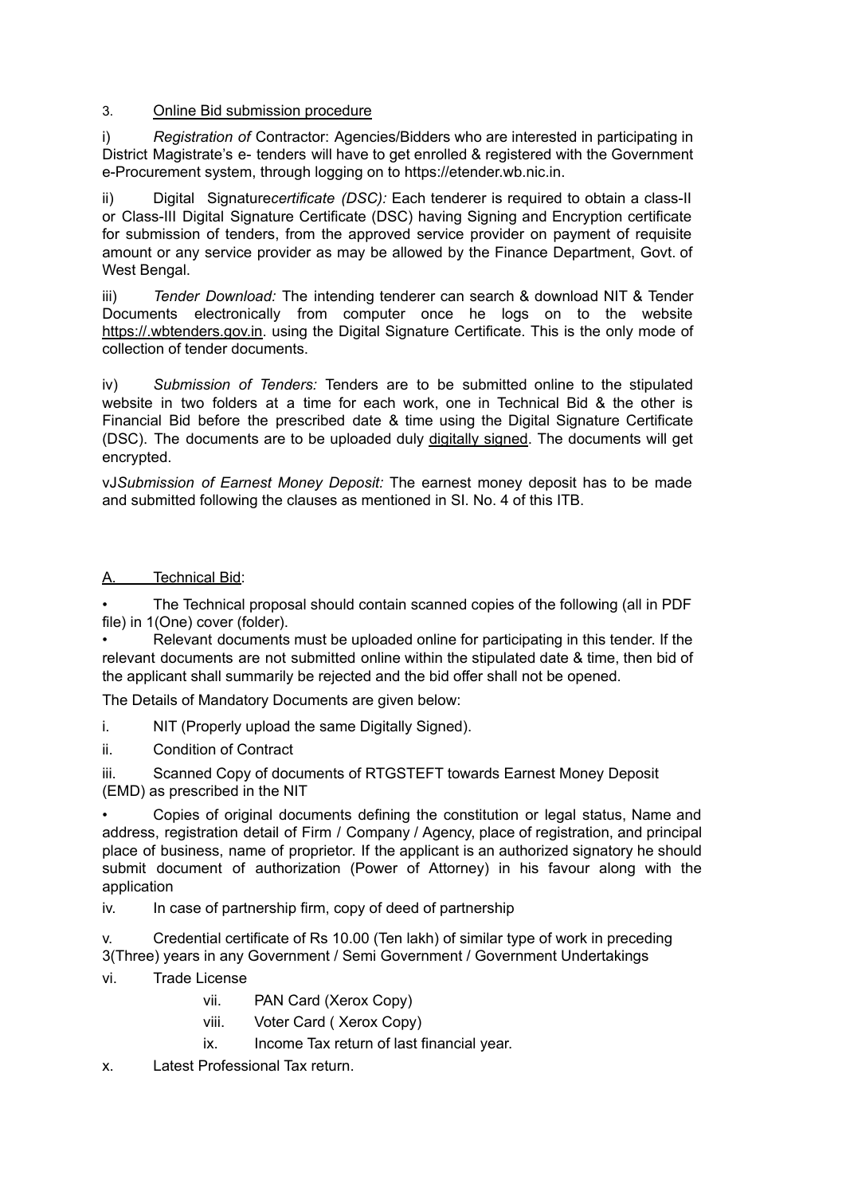3. <u>Online Bid submission procedure</u>

i) *Registration of* Contractor: Agencies/Bidders who are interested in participating in District Magistrate's e- tenders will have to get enrolled & registered with the Government e-Procurement system, through logging on to https://etender.wb.nic.in.

ii) Digital Signature*certificate (DSC):* Each tenderer is required to obtain a class-II or Class-III Digital Signature Certificate (DSC) having Signing and Encryption certificate for submission of tenders, from the approved service provider on payment of requisite amount or any service provider as may be allowed by the Finance Department, Govt. of West Bengal.

iii) *Tender Download:* The intending tenderer can search & download NIT & Tender Documents electronically from computer once he logs on to the website <u>https://.wbtenders.gov.in</u>. using the Digital Signature Certificate. This is the only mode of collection of tender documents.

iv) *Submission of Tenders:* Tenders are to be submitted online to the stipulated website in two folders at a time for each work, one in Technical Bid & the other is Financial Bid before the prescribed date & time using the Digital Signature Certificate (DSC). The documents are to be uploaded duly <u>digitally signed</u>. The documents will get encrypted.

vJ*Submission of Earnest Money Deposit:* The earnest money deposit has to be made and submitted following the clauses as mentioned in SI. No. 4 of this ITB.

<u>A. Technical Bid</u>:

- The Technical proposal should contain scanned copies of the following (all in PDF file) in 1(One) cover (folder).
- Relevant documents must be uploaded online for participating in this tender. If the relevant documents are not submitted online within the stipulated date & time, then bid of the applicant shall summarily be rejected and the bid offer shall not be opened.

The Details of Mandatory Documents are given below:

i. NIT (Properly upload the same Digitally Signed).

ii. Condition of Contract

iii. Scanned Copy of documents of RTGSTEFT towards Earnest Money Deposit (EMD) as prescribed in the NIT

- Copies of original documents defining the constitution or legal status, Name and address, registration detail of Firm / Company / Agency, place of registration, and principal place of business, name of proprietor. If the applicant is an authorized signatory he should submit document of authorization (Power of Attorney) in his favour along with the application

iv. In case of partnership firm, copy of deed of partnership

v. Credential certificate of Rs 10.00 (Ten lakh) of similar type of work in preceding 3(Three) years in any Government / Semi Government / Government Undertakings

vi. Trade License

vii. PAN Card (Xerox Copy)

viii. Voter Card ( Xerox Copy)

ix. Income Tax return of last financial year.

x. Latest Professional Tax return.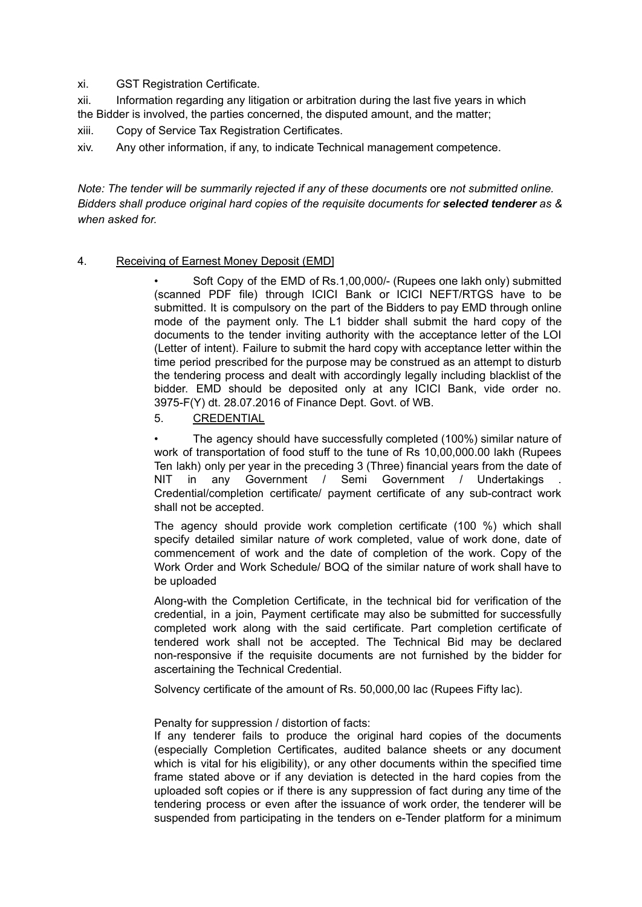xi. GST Registration Certificate.

xii. Information regarding any litigation or arbitration during the last five years in which the Bidder is involved, the parties concerned, the disputed amount, and the matter;

xiii. Copy of Service Tax Registration Certificates.

xiv. Any other information, if any, to indicate Technical management competence.

*Note: The tender will be summarily rejected if any of these documents* ore *not submitted online. Bidders shall produce original hard copies of the requisite documents for* ***selected tenderer*** *as & when asked for.*

4. Receiving of Earnest Money Deposit (EMD]

• Soft Copy of the EMD of Rs.1,00,000/- (Rupees one lakh only) submitted (scanned PDF file) through ICICI Bank or ICICI NEFT/RTGS have to be submitted. It is compulsory on the part of the Bidders to pay EMD through online mode of the payment only. The L1 bidder shall submit the hard copy of the documents to the tender inviting authority with the acceptance letter of the LOI (Letter of intent). Failure to submit the hard copy with acceptance letter within the time period prescribed for the purpose may be construed as an attempt to disturb the tendering process and dealt with accordingly legally including blacklist of the bidder. EMD should be deposited only at any ICICI Bank, vide order no. 3975-F(Y) dt. 28.07.2016 of Finance Dept. Govt. of WB.

5. CREDENTIAL

• The agency should have successfully completed (100%) similar nature of work of transportation of food stuff to the tune of Rs 10,00,000.00 lakh (Rupees Ten lakh) only per year in the preceding 3 (Three) financial years from the date of NIT in any Government / Semi Government / Undertakings . Credential/completion certificate/ payment certificate of any sub-contract work shall not be accepted.

The agency should provide work completion certificate (100 %) which shall specify detailed similar nature *of* work completed, value of work done, date of commencement of work and the date of completion of the work. Copy of the Work Order and Work Schedule/ BOQ of the similar nature of work shall have to be uploaded

Along-with the Completion Certificate, in the technical bid for verification of the credential, in a join, Payment certificate may also be submitted for successfully completed work along with the said certificate. Part completion certificate of tendered work shall not be accepted. The Technical Bid may be declared non-responsive if the requisite documents are not furnished by the bidder for ascertaining the Technical Credential.

Solvency certificate of the amount of Rs. 50,000,00 lac (Rupees Fifty lac).

Penalty for suppression / distortion of facts:
If any tenderer fails to produce the original hard copies of the documents (especially Completion Certificates, audited balance sheets or any document which is vital for his eligibility), or any other documents within the specified time frame stated above or if any deviation is detected in the hard copies from the uploaded soft copies or if there is any suppression of fact during any time of the tendering process or even after the issuance of work order, the tenderer will be suspended from participating in the tenders on e-Tender platform for a minimum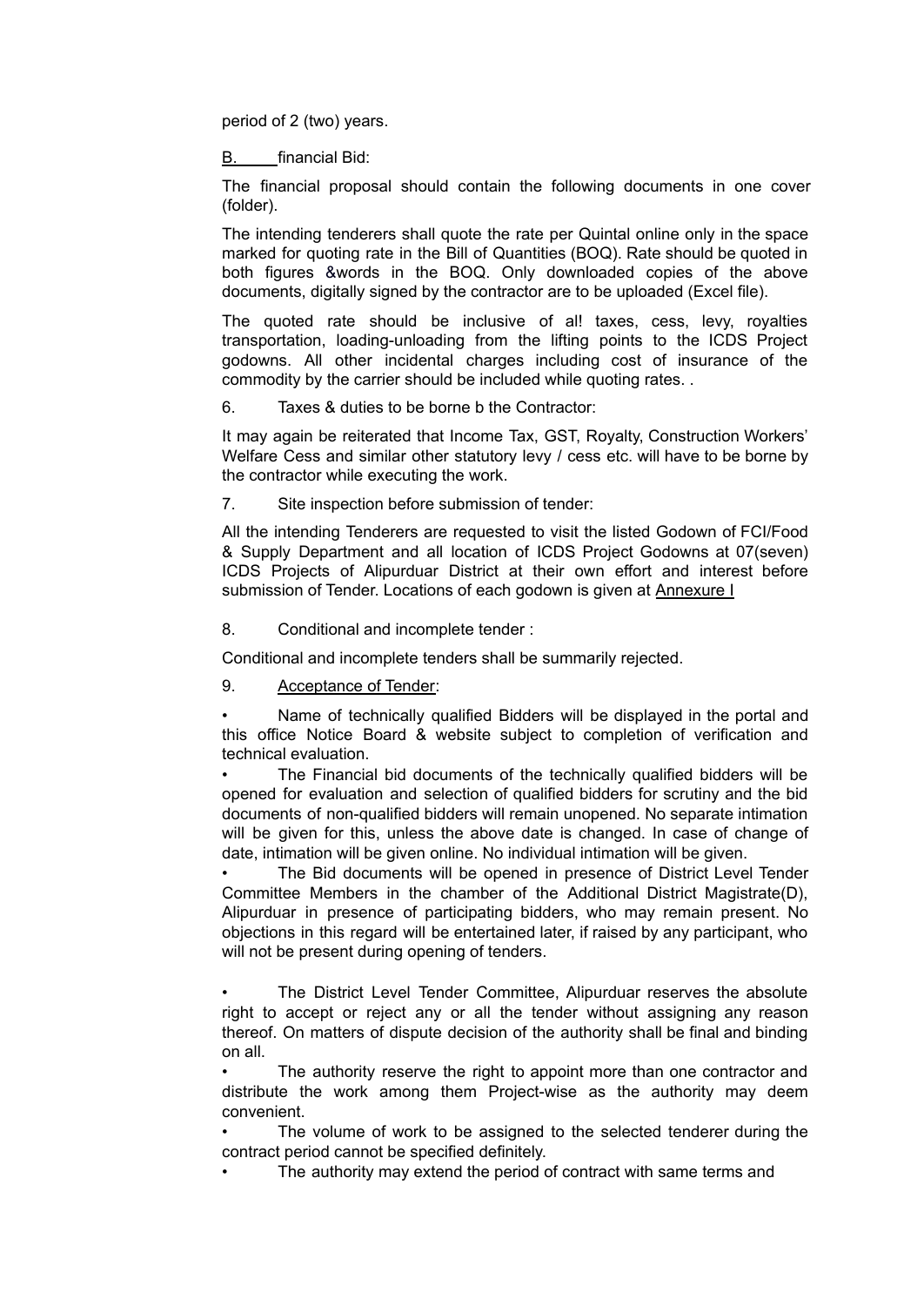period of 2 (two) years.

B. financial Bid:

The financial proposal should contain the following documents in one cover (folder).

The intending tenderers shall quote the rate per Quintal online only in the space marked for quoting rate in the Bill of Quantities (BOQ). Rate should be quoted in both figures &words in the BOQ. Only downloaded copies of the above documents, digitally signed by the contractor are to be uploaded (Excel file).

The quoted rate should be inclusive of al! taxes, cess, levy, royalties transportation, loading-unloading from the lifting points to the ICDS Project godowns. All other incidental charges including cost of insurance of the commodity by the carrier should be included while quoting rates. .

6. Taxes & duties to be borne b the Contractor:

It may again be reiterated that Income Tax, GST, Royalty, Construction Workers' Welfare Cess and similar other statutory levy / cess etc. will have to be borne by the contractor while executing the work.

7. Site inspection before submission of tender:

All the intending Tenderers are requested to visit the listed Godown of FCI/Food & Supply Department and all location of ICDS Project Godowns at 07(seven) ICDS Projects of Alipurduar District at their own effort and interest before submission of Tender. Locations of each godown is given at Annexure I

8. Conditional and incomplete tender :

Conditional and incomplete tenders shall be summarily rejected.

9. Acceptance of Tender:

- Name of technically qualified Bidders will be displayed in the portal and this office Notice Board & website subject to completion of verification and technical evaluation.
- The Financial bid documents of the technically qualified bidders will be opened for evaluation and selection of qualified bidders for scrutiny and the bid documents of non-qualified bidders will remain unopened. No separate intimation will be given for this, unless the above date is changed. In case of change of date, intimation will be given online. No individual intimation will be given.
- The Bid documents will be opened in presence of District Level Tender Committee Members in the chamber of the Additional District Magistrate(D), Alipurduar in presence of participating bidders, who may remain present. No objections in this regard will be entertained later, if raised by any participant, who will not be present during opening of tenders.
- The District Level Tender Committee, Alipurduar reserves the absolute right to accept or reject any or all the tender without assigning any reason thereof. On matters of dispute decision of the authority shall be final and binding on all.
- The authority reserve the right to appoint more than one contractor and distribute the work among them Project-wise as the authority may deem convenient.
- The volume of work to be assigned to the selected tenderer during the contract period cannot be specified definitely.
- The authority may extend the period of contract with same terms and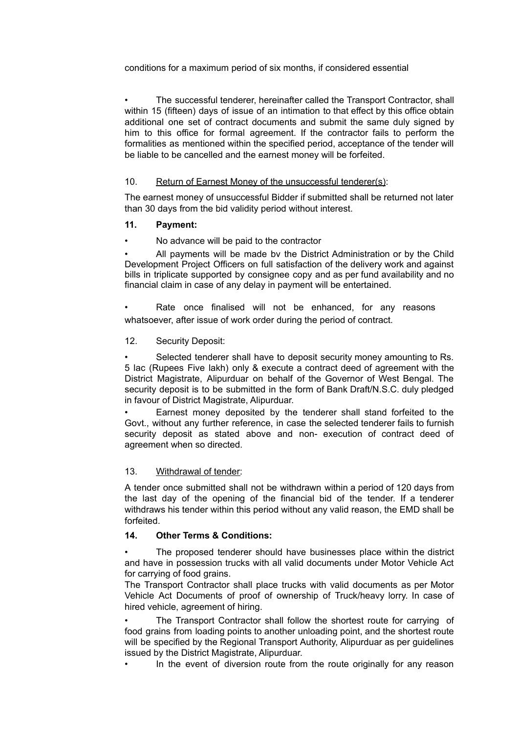conditions for a maximum period of six months, if considered essential

- The successful tenderer, hereinafter called the Transport Contractor, shall within 15 (fifteen) days of issue of an intimation to that effect by this office obtain additional one set of contract documents and submit the same duly signed by him to this office for formal agreement. If the contractor fails to perform the formalities as mentioned within the specified period, acceptance of the tender will be liable to be cancelled and the earnest money will be forfeited.

10. <u>Return of Earnest Money of the unsuccessful tenderer(s)</u>:

The earnest money of unsuccessful Bidder if submitted shall be returned not later than 30 days from the bid validity period without interest.

**11. Payment:**

- No advance will be paid to the contractor
- All payments will be made bv the District Administration or by the Child Development Project Officers on full satisfaction of the delivery work and against bills in triplicate supported by consignee copy and as per fund availability and no financial claim in case of any delay in payment will be entertained.

- Rate once finalised will not be enhanced, for any reasons whatsoever, after issue of work order during the period of contract.

12. Security Deposit:

- Selected tenderer shall have to deposit security money amounting to Rs. 5 lac (Rupees Five lakh) only & execute a contract deed of agreement with the District Magistrate, Alipurduar on behalf of the Governor of West Bengal. The security deposit is to be submitted in the form of Bank Draft/N.S.C. duly pledged in favour of District Magistrate, Alipurduar.
- Earnest money deposited by the tenderer shall stand forfeited to the Govt., without any further reference, in case the selected tenderer fails to furnish security deposit as stated above and non- execution of contract deed of agreement when so directed.

13. <u>Withdrawal of tender</u>:

A tender once submitted shall not be withdrawn within a period of 120 days from the last day of the opening of the financial bid of the tender. If a tenderer withdraws his tender within this period without any valid reason, the EMD shall be forfeited.

**14. Other Terms & Conditions:**

- The proposed tenderer should have businesses place within the district and have in possession trucks with all valid documents under Motor Vehicle Act for carrying of food grains.

The Transport Contractor shall place trucks with valid documents as per Motor Vehicle Act Documents of proof of ownership of Truck/heavy lorry. In case of hired vehicle, agreement of hiring.

- The Transport Contractor shall follow the shortest route for carrying of food grains from loading points to another unloading point, and the shortest route will be specified by the Regional Transport Authority, Alipurduar as per guidelines issued by the District Magistrate, Alipurduar.
- In the event of diversion route from the route originally for any reason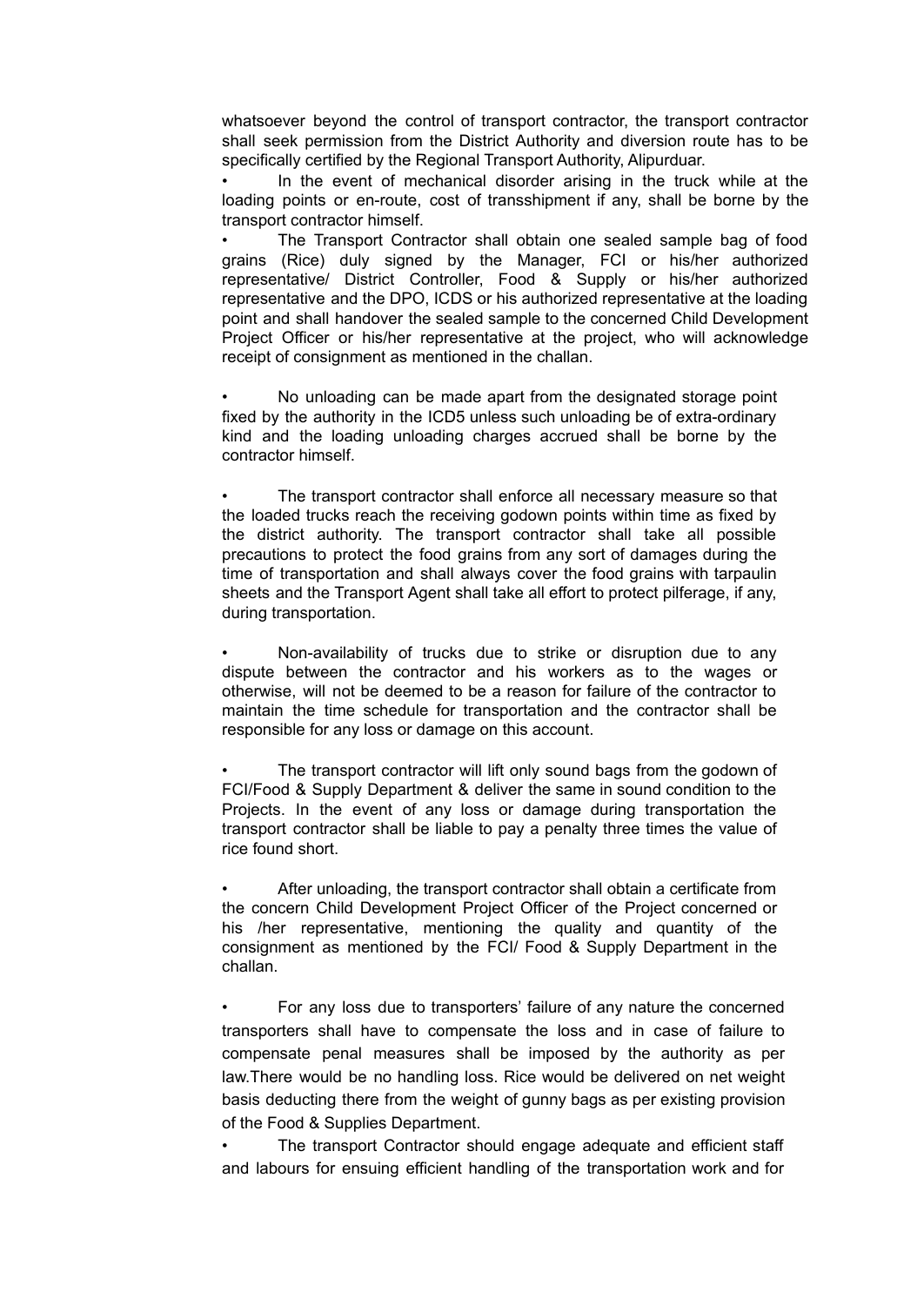whatsoever beyond the control of transport contractor, the transport contractor shall seek permission from the District Authority and diversion route has to be specifically certified by the Regional Transport Authority, Alipurduar.

- In the event of mechanical disorder arising in the truck while at the loading points or en-route, cost of transshipment if any, shall be borne by the transport contractor himself.
- The Transport Contractor shall obtain one sealed sample bag of food grains (Rice) duly signed by the Manager, FCI or his/her authorized representative/ District Controller, Food & Supply or his/her authorized representative and the DPO, ICDS or his authorized representative at the loading point and shall handover the sealed sample to the concerned Child Development Project Officer or his/her representative at the project, who will acknowledge receipt of consignment as mentioned in the challan.

- No unloading can be made apart from the designated storage point fixed by the authority in the ICD5 unless such unloading be of extra-ordinary kind and the loading unloading charges accrued shall be borne by the contractor himself.

- The transport contractor shall enforce all necessary measure so that the loaded trucks reach the receiving godown points within time as fixed by the district authority. The transport contractor shall take all possible precautions to protect the food grains from any sort of damages during the time of transportation and shall always cover the food grains with tarpaulin sheets and the Transport Agent shall take all effort to protect pilferage, if any, during transportation.

- Non-availability of trucks due to strike or disruption due to any dispute between the contractor and his workers as to the wages or otherwise, will not be deemed to be a reason for failure of the contractor to maintain the time schedule for transportation and the contractor shall be responsible for any loss or damage on this account.

- The transport contractor will lift only sound bags from the godown of FCI/Food & Supply Department & deliver the same in sound condition to the Projects. In the event of any loss or damage during transportation the transport contractor shall be liable to pay a penalty three times the value of rice found short.

- After unloading, the transport contractor shall obtain a certificate from the concern Child Development Project Officer of the Project concerned or his /her representative, mentioning the quality and quantity of the consignment as mentioned by the FCI/ Food & Supply Department in the challan.

- For any loss due to transporters' failure of any nature the concerned transporters shall have to compensate the loss and in case of failure to compensate penal measures shall be imposed by the authority as per law.There would be no handling loss. Rice would be delivered on net weight basis deducting there from the weight of gunny bags as per existing provision of the Food & Supplies Department.
- The transport Contractor should engage adequate and efficient staff and labours for ensuing efficient handling of the transportation work and for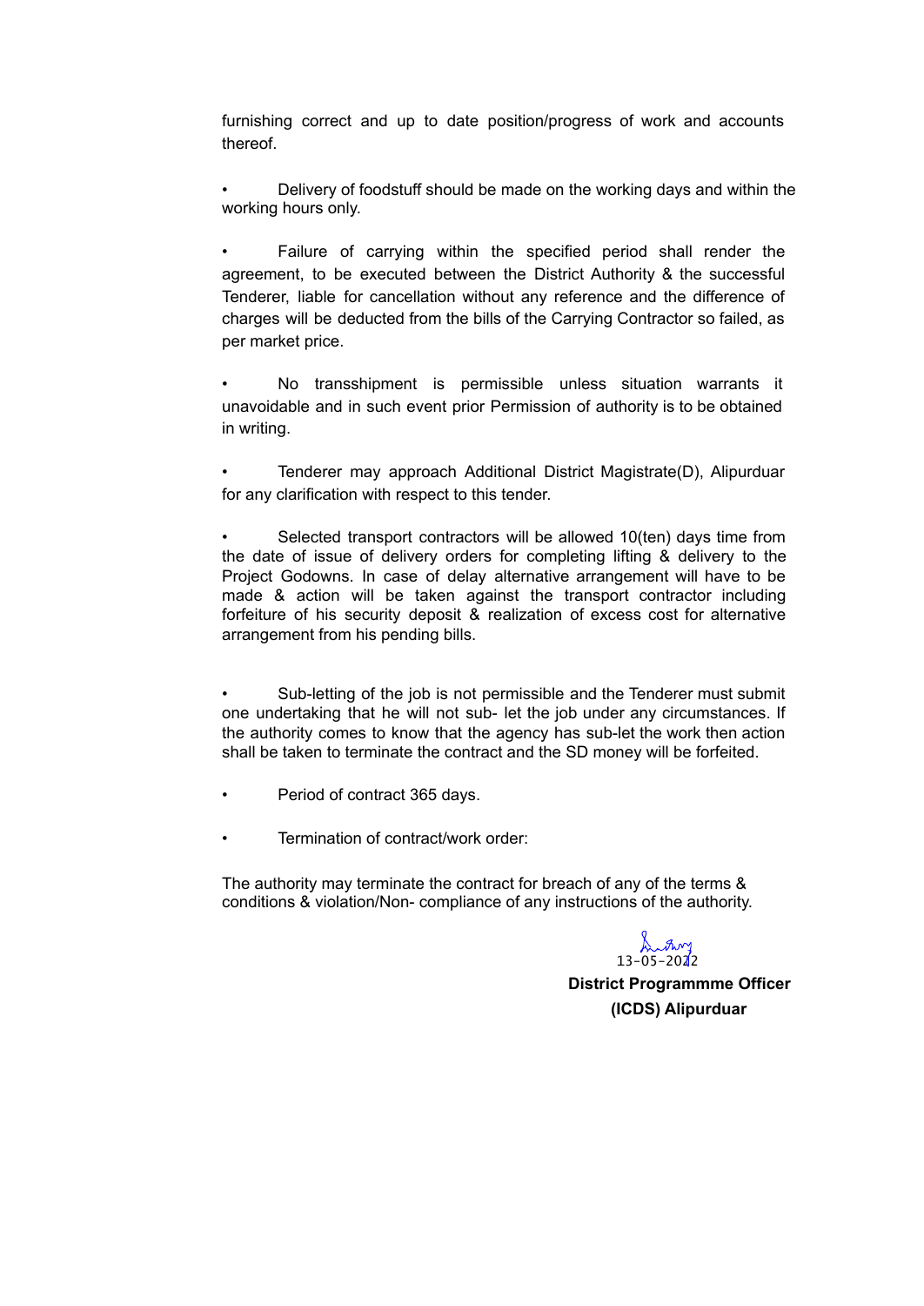furnishing correct and up to date position/progress of work and accounts thereof.

- Delivery of foodstuff should be made on the working days and within the working hours only.

- Failure of carrying within the specified period shall render the agreement, to be executed between the District Authority & the successful Tenderer, liable for cancellation without any reference and the difference of charges will be deducted from the bills of the Carrying Contractor so failed, as per market price.

- No transshipment is permissible unless situation warrants it unavoidable and in such event prior Permission of authority is to be obtained in writing.

- Tenderer may approach Additional District Magistrate(D), Alipurduar for any clarification with respect to this tender.

- Selected transport contractors will be allowed 10(ten) days time from the date of issue of delivery orders for completing lifting & delivery to the Project Godowns. In case of delay alternative arrangement will have to be made & action will be taken against the transport contractor including forfeiture of his security deposit & realization of excess cost for alternative arrangement from his pending bills.

- Sub-letting of the job is not permissible and the Tenderer must submit one undertaking that he will not sub- let the job under any circumstances. If the authority comes to know that the agency has sub-let the work then action shall be taken to terminate the contract and the SD money will be forfeited.

- Period of contract 365 days.

- Termination of contract/work order:

The authority may terminate the contract for breach of any of the terms & conditions & violation/Non- compliance of any instructions of the authority.

13-05-2022

**District Programmme Officer**
**(ICDS) Alipurduar**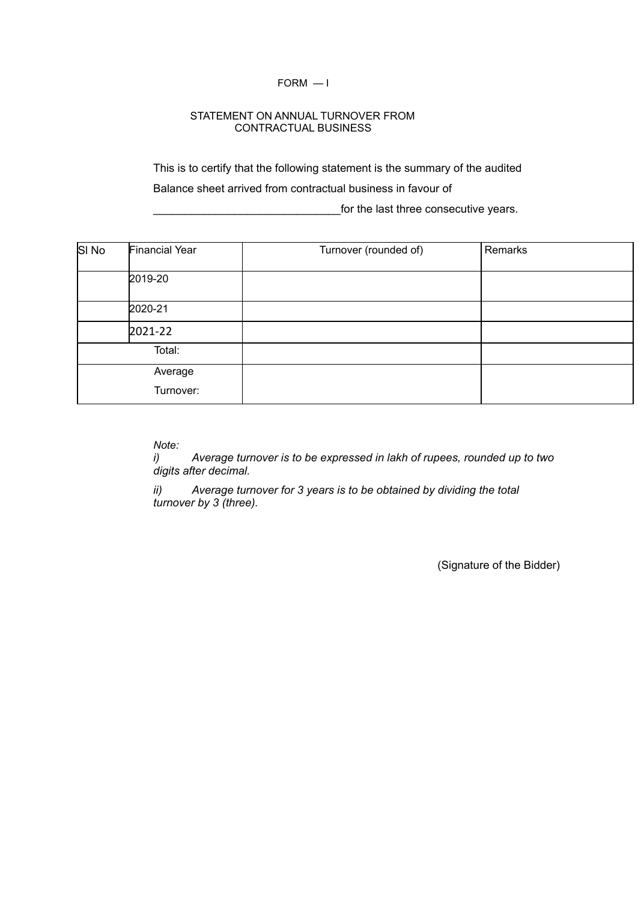FORM — I

STATEMENT ON ANNUAL TURNOVER FROM CONTRACTUAL BUSINESS

This is to certify that the following statement is the summary of the audited Balance sheet arrived from contractual business in favour of ______________________________for the last three consecutive years.

| Sl No | Financial Year | Turnover (rounded of) | Remarks |
|---|---|---|---|
| | 2019-20 | | |
| | 2020-21 | | |
| | 2021-22 | | |
| | Total: | | |
| | Average Turnover: | | |

*Note:*

*i) Average turnover is to be expressed in lakh of rupees, rounded up to two digits after decimal.*

*ii) Average turnover for 3 years is to be obtained by dividing the total turnover by 3 (three).*

(Signature of the Bidder)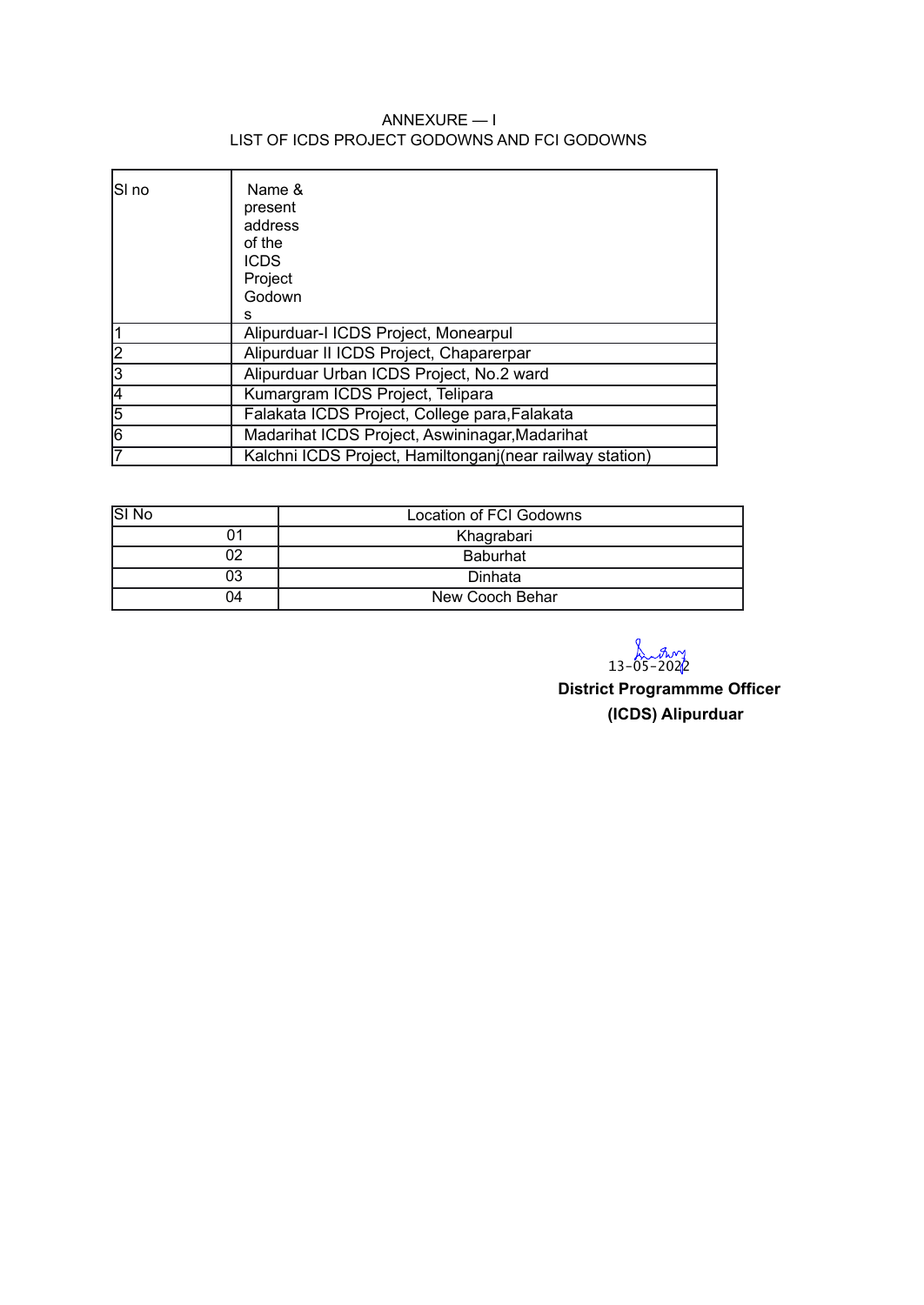ANNEXURE — I
LIST OF ICDS PROJECT GODOWNS AND FCI GODOWNS

| Sl no | Name & present address of the ICDS Project Godowns |
|---|---|
| 1 | Alipurduar-I ICDS Project, Monearpul |
| 2 | Alipurduar II ICDS Project, Chaparerpar |
| 3 | Alipurduar Urban ICDS Project, No.2 ward |
| 4 | Kumargram ICDS Project, Telipara |
| 5 | Falakata ICDS Project, College para,Falakata |
| 6 | Madarihat ICDS Project, Aswininagar,Madarihat |
| 7 | Kalchni ICDS Project, Hamiltonganj(near railway station) |

| Sl No | Location of FCI Godowns |
|---|---|
| 01 | Khagrabari |
| 02 | Baburhat |
| 03 | Dinhata |
| 04 | New Cooch Behar |

13-05-2022

**District Programmme Officer**
**(ICDS) Alipurduar**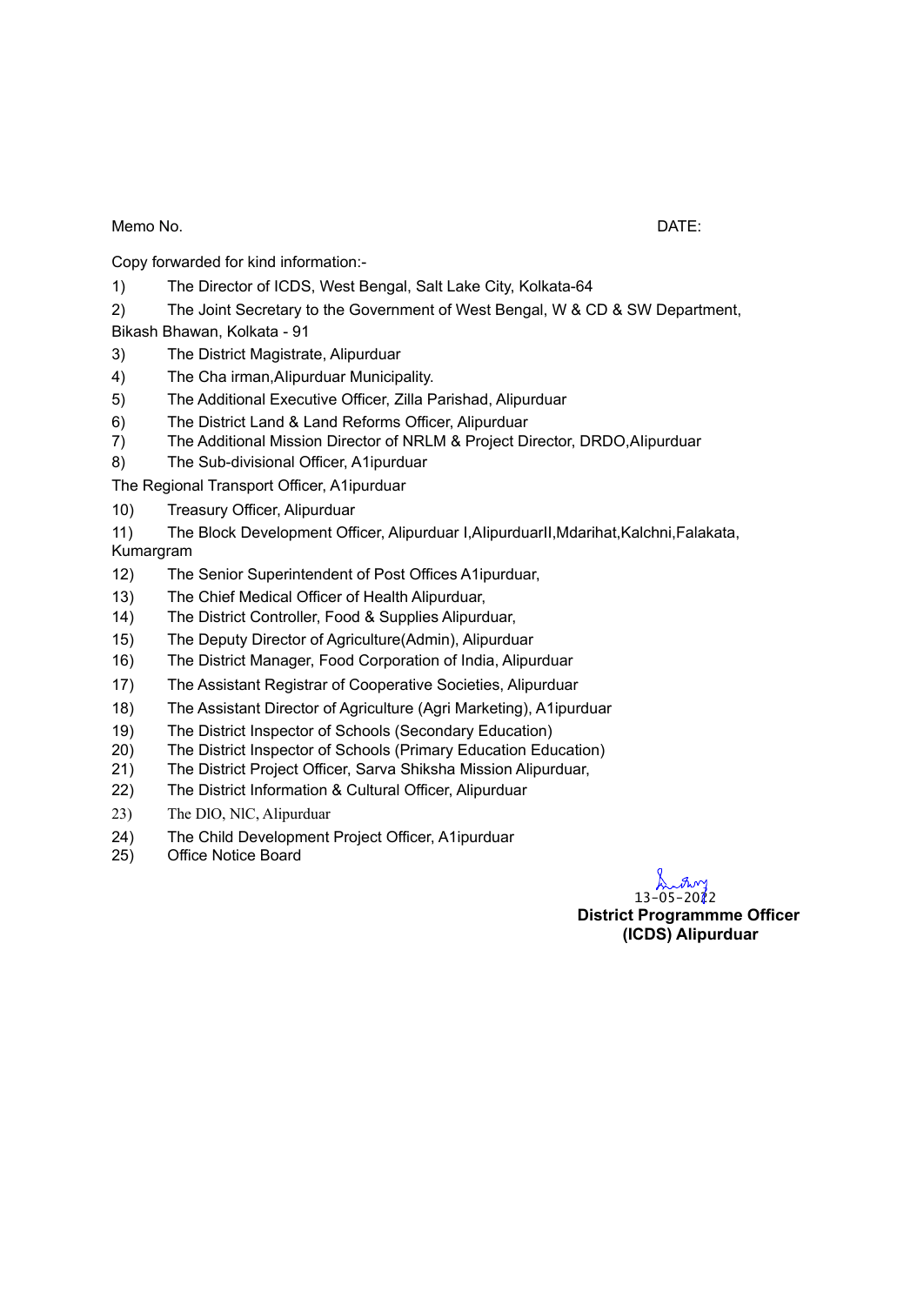Memo No. DATE:

Copy forwarded for kind information:-

1) The Director of ICDS, West Bengal, Salt Lake City, Kolkata-64
2) The Joint Secretary to the Government of West Bengal, W & CD & SW Department, Bikash Bhawan, Kolkata - 91
3) The District Magistrate, Alipurduar
4) The Cha irman,Alipurduar Municipality.
5) The Additional Executive Officer, Zilla Parishad, Alipurduar
6) The District Land & Land Reforms Officer, Alipurduar
7) The Additional Mission Director of NRLM & Project Director, DRDO,Alipurduar
8) The Sub-divisional Officer, A1ipurduar

The Regional Transport Officer, A1ipurduar

10) Treasury Officer, Alipurduar
11) The Block Development Officer, Alipurduar I,AlipurduarII,Mdarihat,Kalchni,Falakata, Kumargram
12) The Senior Superintendent of Post Offices A1ipurduar,
13) The Chief Medical Officer of Health Alipurduar,
14) The District Controller, Food & Supplies Alipurduar,
15) The Deputy Director of Agriculture(Admin), Alipurduar
16) The District Manager, Food Corporation of India, Alipurduar
17) The Assistant Registrar of Cooperative Societies, Alipurduar
18) The Assistant Director of Agriculture (Agri Marketing), A1ipurduar
19) The District Inspector of Schools (Secondary Education)
20) The District Inspector of Schools (Primary Education Education)
21) The District Project Officer, Sarva Shiksha Mission Alipurduar,
22) The District Information & Cultural Officer, Alipurduar
23) The DIO, NIC, Alipurduar
24) The Child Development Project Officer, A1ipurduar
25) Office Notice Board

13-05-2022

**District Programmme Officer**
**(ICDS) Alipurduar**